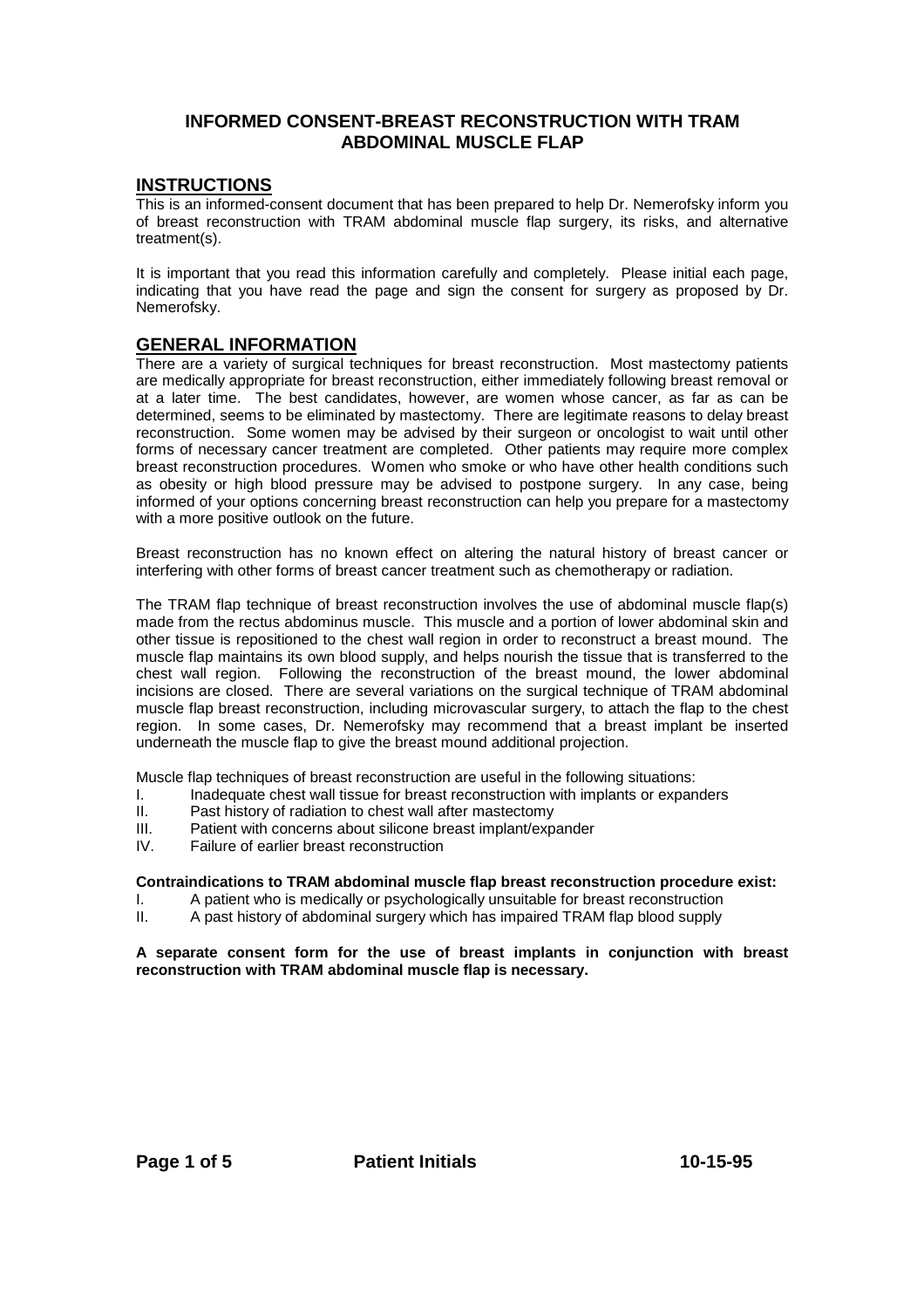# INFORMED CONSENT-BREAST RECONSTRUCTION WITH TRAM ABDOMINAL MUSCLE FLAP

## INSTRUCTIONS

This is an informed-consent document that has been prepared to help Dr. Nemerofsky inform you of breast reconstruction with TRAM abdominal muscle flap surgery, its risks, and alternative treatment(s).

It is important that you read this information carefully and completely. Please initial each page, indicating that you have read the page and sign the consent for surgery as proposed by Dr. Nemerofsky.

## GENERAL INFORMATION

There are a variety of surgical techniques for breast reconstruction. Most mastectomy patients are medically appropriate for breast reconstruction, either immediately following breast removal or at a later time. The best candidates, however, are women whose cancer, as far as can be determined, seems to be eliminated by mastectomy. There are legitimate reasons to delay breast reconstruction. Some women may be advised by their surgeon or oncologist to wait until other forms of necessary cancer treatment are completed. Other patients may require more complex breast reconstruction procedures. Women who smoke or who have other health conditions such as obesity or high blood pressure may be advised to postpone surgery. In any case, being informed of your options concerning breast reconstruction can help you prepare for a mastectomy with a more positive outlook on the future.

Breast reconstruction has no known effect on altering the natural history of breast cancer or interfering with other forms of breast cancer treatment such as chemotherapy or radiation.

The TRAM flap technique of breast reconstruction involves the use of abdominal muscle flap(s) made from the rectus abdominus muscle. This muscle and a portion of lower abdominal skin and other tissue is repositioned to the chest wall region in order to reconstruct a breast mound. The muscle flap maintains its own blood supply, and helps nourish the tissue that is transferred to the chest wall region. Following the reconstruction of the breast mound, the lower abdominal incisions are closed. There are several variations on the surgical technique of TRAM abdominal muscle flap breast reconstruction, including microvascular surgery, to attach the flap to the chest region. In some cases, Dr. Nemerofsky may recommend that a breast implant be inserted underneath the muscle flap to give the breast mound additional projection.

Muscle flap techniques of breast reconstruction are useful in the following situations:

I. Inadequate chest wall tissue for breast reconstruction with implants or expanders
II. Past history of radiation to chest wall after mastectomy
III. Patient with concerns about silicone breast implant/expander
IV. Failure of earlier breast reconstruction

**Contraindications to TRAM abdominal muscle flap breast reconstruction procedure exist:**

I. A patient who is medically or psychologically unsuitable for breast reconstruction
II. A past history of abdominal surgery which has impaired TRAM flap blood supply

**A separate consent form for the use of breast implants in conjunction with breast reconstruction with TRAM abdominal muscle flap is necessary.**

**Patient Initials**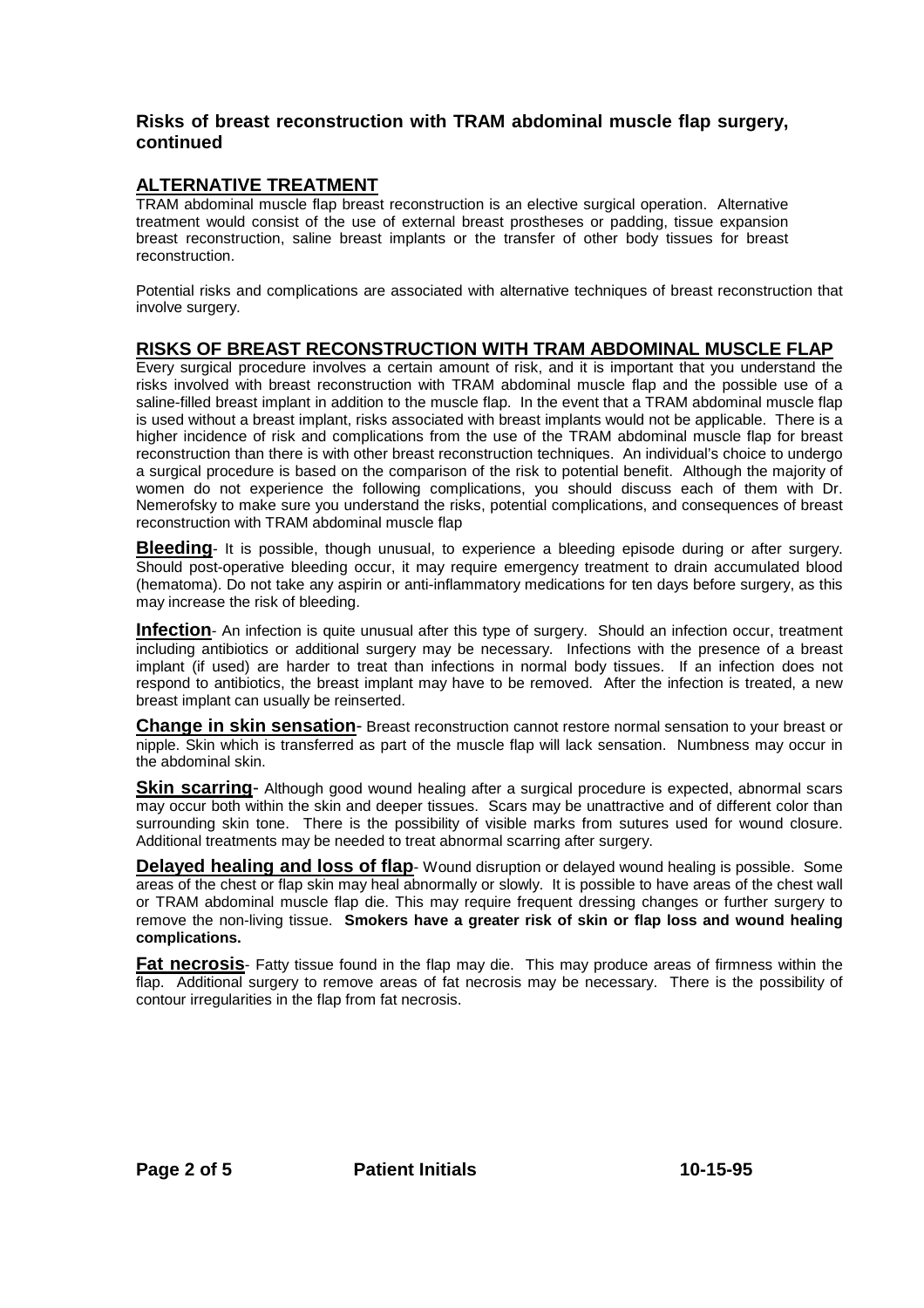### Risks of breast reconstruction with TRAM abdominal muscle flap surgery, continued

## ALTERNATIVE TREATMENT

TRAM abdominal muscle flap breast reconstruction is an elective surgical operation. Alternative treatment would consist of the use of external breast prostheses or padding, tissue expansion breast reconstruction, saline breast implants or the transfer of other body tissues for breast reconstruction.

Potential risks and complications are associated with alternative techniques of breast reconstruction that involve surgery.

## RISKS OF BREAST RECONSTRUCTION WITH TRAM ABDOMINAL MUSCLE FLAP

Every surgical procedure involves a certain amount of risk, and it is important that you understand the risks involved with breast reconstruction with TRAM abdominal muscle flap and the possible use of a saline-filled breast implant in addition to the muscle flap. In the event that a TRAM abdominal muscle flap is used without a breast implant, risks associated with breast implants would not be applicable. There is a higher incidence of risk and complications from the use of the TRAM abdominal muscle flap for breast reconstruction than there is with other breast reconstruction techniques. An individual's choice to undergo a surgical procedure is based on the comparison of the risk to potential benefit. Although the majority of women do not experience the following complications, you should discuss each of them with Dr. Nemerofsky to make sure you understand the risks, potential complications, and consequences of breast reconstruction with TRAM abdominal muscle flap

**Bleeding**- It is possible, though unusual, to experience a bleeding episode during or after surgery. Should post-operative bleeding occur, it may require emergency treatment to drain accumulated blood (hematoma). Do not take any aspirin or anti-inflammatory medications for ten days before surgery, as this may increase the risk of bleeding.

**Infection**- An infection is quite unusual after this type of surgery. Should an infection occur, treatment including antibiotics or additional surgery may be necessary. Infections with the presence of a breast implant (if used) are harder to treat than infections in normal body tissues. If an infection does not respond to antibiotics, the breast implant may have to be removed. After the infection is treated, a new breast implant can usually be reinserted.

**Change in skin sensation**- Breast reconstruction cannot restore normal sensation to your breast or nipple. Skin which is transferred as part of the muscle flap will lack sensation. Numbness may occur in the abdominal skin.

**Skin scarring**- Although good wound healing after a surgical procedure is expected, abnormal scars may occur both within the skin and deeper tissues. Scars may be unattractive and of different color than surrounding skin tone. There is the possibility of visible marks from sutures used for wound closure. Additional treatments may be needed to treat abnormal scarring after surgery.

**Delayed healing and loss of flap**- Wound disruption or delayed wound healing is possible. Some areas of the chest or flap skin may heal abnormally or slowly. It is possible to have areas of the chest wall or TRAM abdominal muscle flap die. This may require frequent dressing changes or further surgery to remove the non-living tissue. **Smokers have a greater risk of skin or flap loss and wound healing complications.**

**Fat necrosis**- Fatty tissue found in the flap may die. This may produce areas of firmness within the flap. Additional surgery to remove areas of fat necrosis may be necessary. There is the possibility of contour irregularities in the flap from fat necrosis.

**Patient Initials** &nbsp;&nbsp;&nbsp;&nbsp; **10-15-95**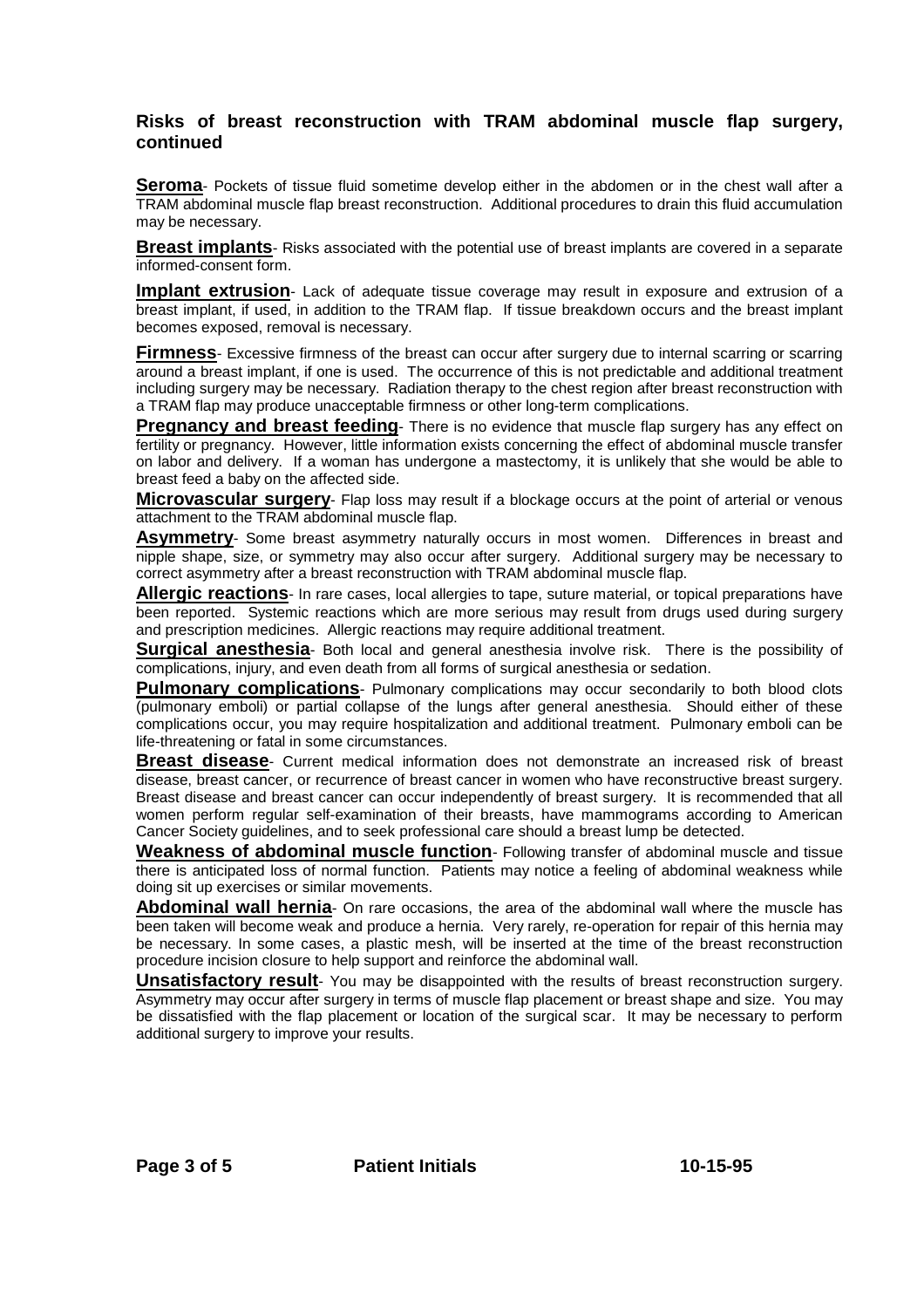### Risks of breast reconstruction with TRAM abdominal muscle flap surgery, continued

**Seroma**- Pockets of tissue fluid sometime develop either in the abdomen or in the chest wall after a TRAM abdominal muscle flap breast reconstruction. Additional procedures to drain this fluid accumulation may be necessary.

**Breast implants**- Risks associated with the potential use of breast implants are covered in a separate informed-consent form.

**Implant extrusion**- Lack of adequate tissue coverage may result in exposure and extrusion of a breast implant, if used, in addition to the TRAM flap. If tissue breakdown occurs and the breast implant becomes exposed, removal is necessary.

**Firmness**- Excessive firmness of the breast can occur after surgery due to internal scarring or scarring around a breast implant, if one is used. The occurrence of this is not predictable and additional treatment including surgery may be necessary. Radiation therapy to the chest region after breast reconstruction with a TRAM flap may produce unacceptable firmness or other long-term complications.

**Pregnancy and breast feeding**- There is no evidence that muscle flap surgery has any effect on fertility or pregnancy. However, little information exists concerning the effect of abdominal muscle transfer on labor and delivery. If a woman has undergone a mastectomy, it is unlikely that she would be able to breast feed a baby on the affected side.

**Microvascular surgery**- Flap loss may result if a blockage occurs at the point of arterial or venous attachment to the TRAM abdominal muscle flap.

**Asymmetry**- Some breast asymmetry naturally occurs in most women. Differences in breast and nipple shape, size, or symmetry may also occur after surgery. Additional surgery may be necessary to correct asymmetry after a breast reconstruction with TRAM abdominal muscle flap.

**Allergic reactions**- In rare cases, local allergies to tape, suture material, or topical preparations have been reported. Systemic reactions which are more serious may result from drugs used during surgery and prescription medicines. Allergic reactions may require additional treatment.

**Surgical anesthesia**- Both local and general anesthesia involve risk. There is the possibility of complications, injury, and even death from all forms of surgical anesthesia or sedation.

**Pulmonary complications**- Pulmonary complications may occur secondarily to both blood clots (pulmonary emboli) or partial collapse of the lungs after general anesthesia. Should either of these complications occur, you may require hospitalization and additional treatment. Pulmonary emboli can be life-threatening or fatal in some circumstances.

**Breast disease**- Current medical information does not demonstrate an increased risk of breast disease, breast cancer, or recurrence of breast cancer in women who have reconstructive breast surgery. Breast disease and breast cancer can occur independently of breast surgery. It is recommended that all women perform regular self-examination of their breasts, have mammograms according to American Cancer Society guidelines, and to seek professional care should a breast lump be detected.

**Weakness of abdominal muscle function**- Following transfer of abdominal muscle and tissue there is anticipated loss of normal function. Patients may notice a feeling of abdominal weakness while doing sit up exercises or similar movements.

**Abdominal wall hernia**- On rare occasions, the area of the abdominal wall where the muscle has been taken will become weak and produce a hernia. Very rarely, re-operation for repair of this hernia may be necessary. In some cases, a plastic mesh, will be inserted at the time of the breast reconstruction procedure incision closure to help support and reinforce the abdominal wall.

**Unsatisfactory result**- You may be disappointed with the results of breast reconstruction surgery. Asymmetry may occur after surgery in terms of muscle flap placement or breast shape and size. You may be dissatisfied with the flap placement or location of the surgical scar. It may be necessary to perform additional surgery to improve your results.

**Patient Initials**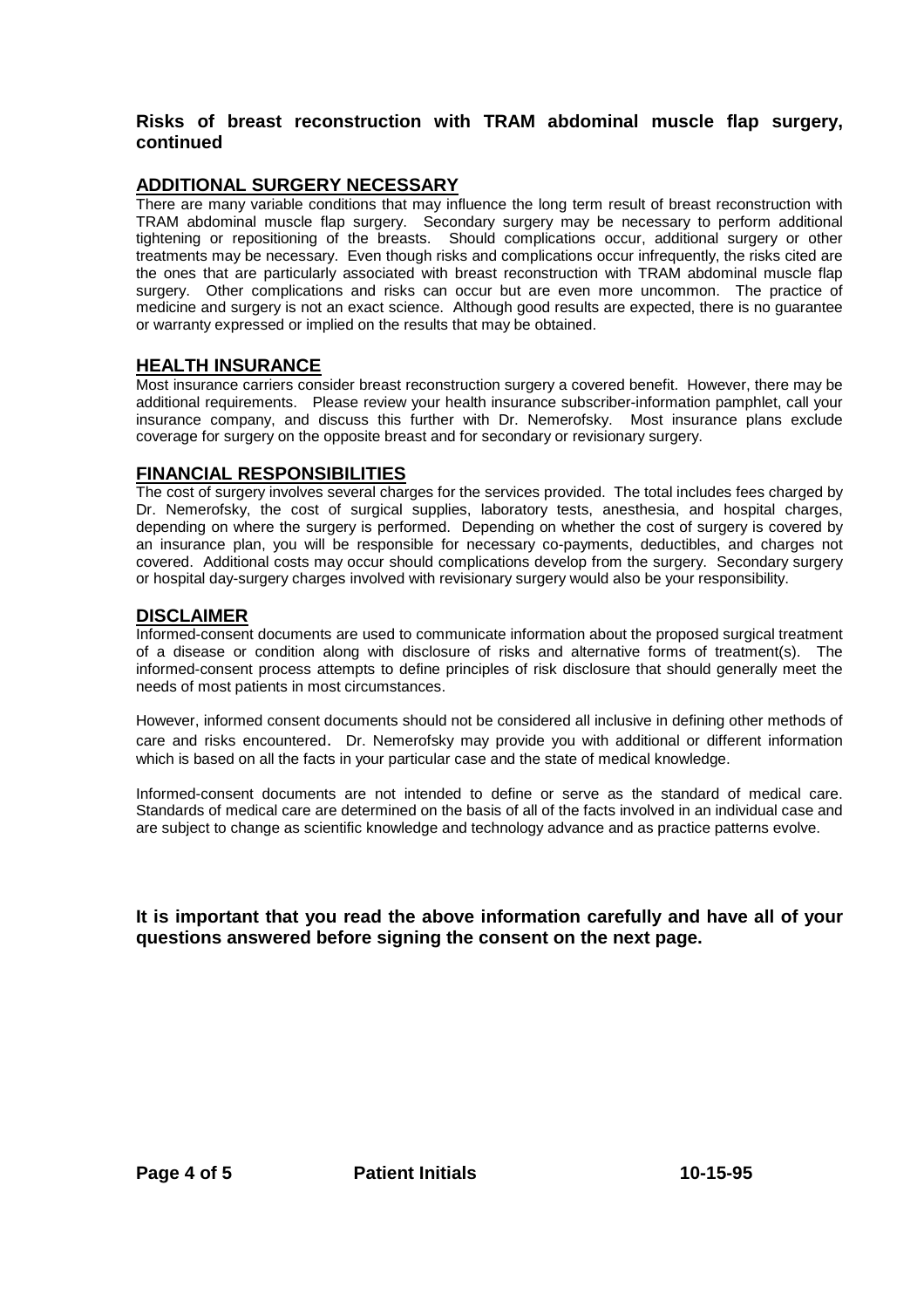**Risks of breast reconstruction with TRAM abdominal muscle flap surgery, continued**

## ADDITIONAL SURGERY NECESSARY

There are many variable conditions that may influence the long term result of breast reconstruction with TRAM abdominal muscle flap surgery. Secondary surgery may be necessary to perform additional tightening or repositioning of the breasts. Should complications occur, additional surgery or other treatments may be necessary. Even though risks and complications occur infrequently, the risks cited are the ones that are particularly associated with breast reconstruction with TRAM abdominal muscle flap surgery. Other complications and risks can occur but are even more uncommon. The practice of medicine and surgery is not an exact science. Although good results are expected, there is no guarantee or warranty expressed or implied on the results that may be obtained.

## HEALTH INSURANCE

Most insurance carriers consider breast reconstruction surgery a covered benefit. However, there may be additional requirements. Please review your health insurance subscriber-information pamphlet, call your insurance company, and discuss this further with Dr. Nemerofsky. Most insurance plans exclude coverage for surgery on the opposite breast and for secondary or revisionary surgery.

## FINANCIAL RESPONSIBILITIES

The cost of surgery involves several charges for the services provided. The total includes fees charged by Dr. Nemerofsky, the cost of surgical supplies, laboratory tests, anesthesia, and hospital charges, depending on where the surgery is performed. Depending on whether the cost of surgery is covered by an insurance plan, you will be responsible for necessary co-payments, deductibles, and charges not covered. Additional costs may occur should complications develop from the surgery. Secondary surgery or hospital day-surgery charges involved with revisionary surgery would also be your responsibility.

## DISCLAIMER

Informed-consent documents are used to communicate information about the proposed surgical treatment of a disease or condition along with disclosure of risks and alternative forms of treatment(s). The informed-consent process attempts to define principles of risk disclosure that should generally meet the needs of most patients in most circumstances.

However, informed consent documents should not be considered all inclusive in defining other methods of care and risks encountered. Dr. Nemerofsky may provide you with additional or different information which is based on all the facts in your particular case and the state of medical knowledge.

Informed-consent documents are not intended to define or serve as the standard of medical care. Standards of medical care are determined on the basis of all of the facts involved in an individual case and are subject to change as scientific knowledge and technology advance and as practice patterns evolve.

**It is important that you read the above information carefully and have all of your questions answered before signing the consent on the next page.**

**Patient Initials** **10-15-95**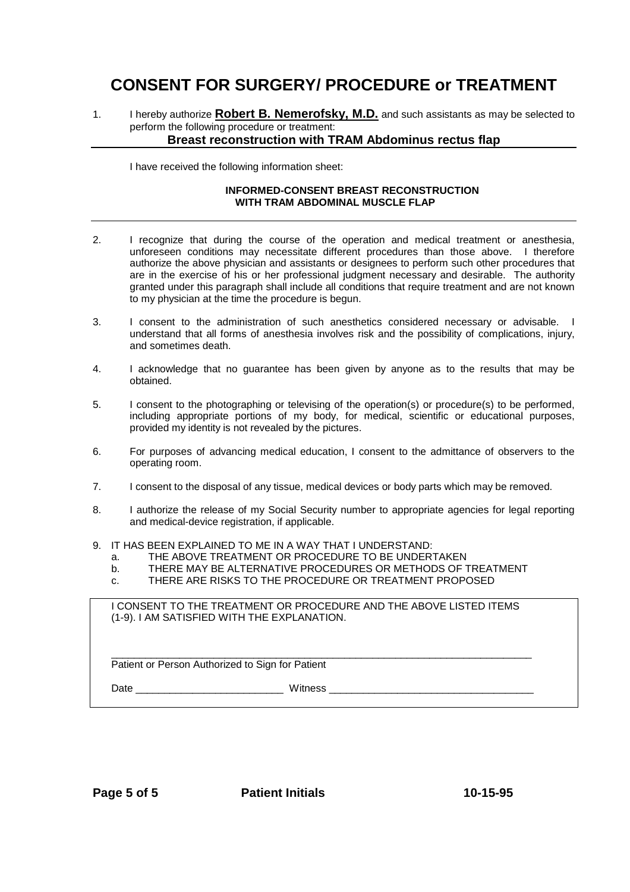# CONSENT FOR SURGERY/ PROCEDURE or TREATMENT

1. I hereby authorize **Robert B. Nemerofsky, M.D.** and such assistants as may be selected to perform the following procedure or treatment:

   **Breast reconstruction with TRAM Abdominus rectus flap**

   I have received the following information sheet:

   **INFORMED-CONSENT BREAST RECONSTRUCTION WITH TRAM ABDOMINAL MUSCLE FLAP**

2. I recognize that during the course of the operation and medical treatment or anesthesia, unforeseen conditions may necessitate different procedures than those above. I therefore authorize the above physician and assistants or designees to perform such other procedures that are in the exercise of his or her professional judgment necessary and desirable. The authority granted under this paragraph shall include all conditions that require treatment and are not known to my physician at the time the procedure is begun.

3. I consent to the administration of such anesthetics considered necessary or advisable. I understand that all forms of anesthesia involves risk and the possibility of complications, injury, and sometimes death.

4. I acknowledge that no guarantee has been given by anyone as to the results that may be obtained.

5. I consent to the photographing or televising of the operation(s) or procedure(s) to be performed, including appropriate portions of my body, for medical, scientific or educational purposes, provided my identity is not revealed by the pictures.

6. For purposes of advancing medical education, I consent to the admittance of observers to the operating room.

7. I consent to the disposal of any tissue, medical devices or body parts which may be removed.

8. I authorize the release of my Social Security number to appropriate agencies for legal reporting and medical-device registration, if applicable.

9. IT HAS BEEN EXPLAINED TO ME IN A WAY THAT I UNDERSTAND:
   a. THE ABOVE TREATMENT OR PROCEDURE TO BE UNDERTAKEN
   b. THERE MAY BE ALTERNATIVE PROCEDURES OR METHODS OF TREATMENT
   c. THERE ARE RISKS TO THE PROCEDURE OR TREATMENT PROPOSED

I CONSENT TO THE TREATMENT OR PROCEDURE AND THE ABOVE LISTED ITEMS (1-9). I AM SATISFIED WITH THE EXPLANATION.

______________________________________________________________

Patient or Person Authorized to Sign for Patient

Date __________________________ Witness ____________________________________

**Patient Initials** **10-15-95**